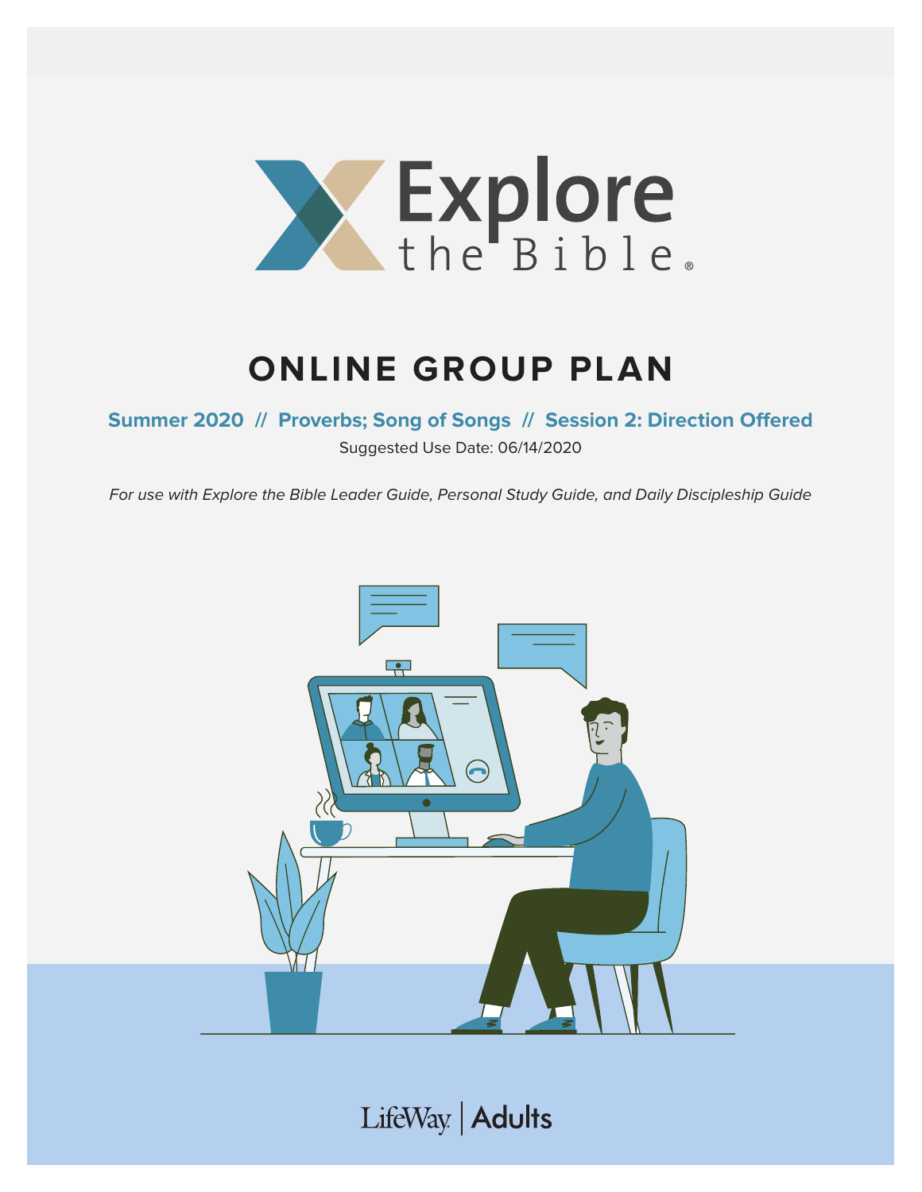Explore the Bible®

# ONLINE GROUP PLAN

**Summer 2020 // Proverbs; Song of Songs // Session 2: Direction Offered**

Suggested Use Date: 06/14/2020

*For use with Explore the Bible Leader Guide, Personal Study Guide, and Daily Discipleship Guide*

LifeWay | Adults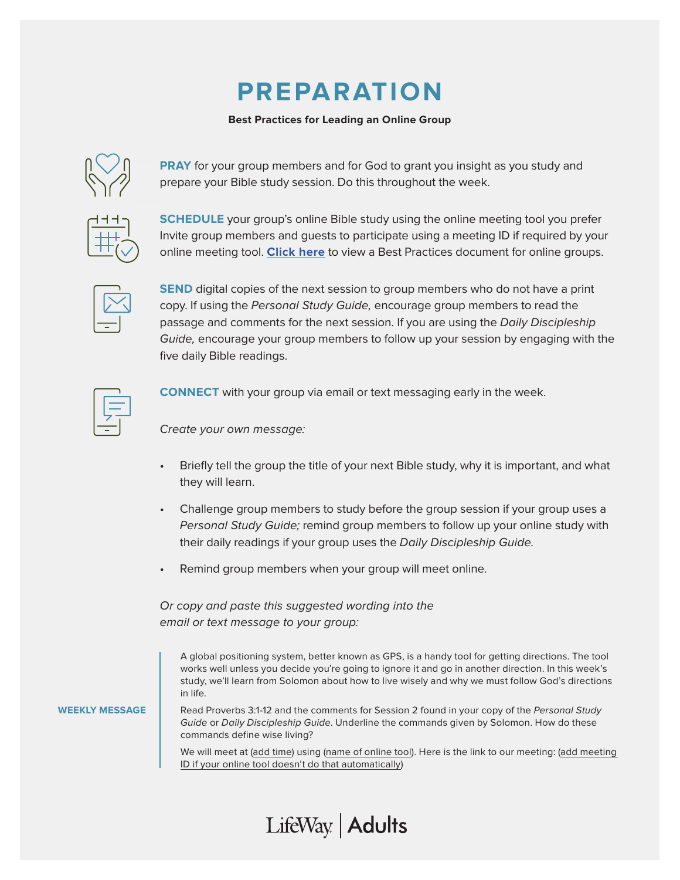# PREPARATION

**Best Practices for Leading an Online Group**

**PRAY** for your group members and for God to grant you insight as you study and prepare your Bible study session. Do this throughout the week.

**SCHEDULE** your group's online Bible study using the online meeting tool you prefer Invite group members and guests to participate using a meeting ID if required by your online meeting tool. **Click here** to view a Best Practices document for online groups.

**SEND** digital copies of the next session to group members who do not have a print copy. If using the *Personal Study Guide,* encourage group members to read the passage and comments for the next session. If you are using the *Daily Discipleship Guide,* encourage your group members to follow up your session by engaging with the five daily Bible readings.

**CONNECT** with your group via email or text messaging early in the week.

*Create your own message:*

- Briefly tell the group the title of your next Bible study, why it is important, and what they will learn.
- Challenge group members to study before the group session if your group uses a *Personal Study Guide;* remind group members to follow up your online study with their daily readings if your group uses the *Daily Discipleship Guide.*
- Remind group members when your group will meet online.

*Or copy and paste this suggested wording into the email or text message to your group:*

**WEEKLY MESSAGE**

A global positioning system, better known as GPS, is a handy tool for getting directions. The tool works well unless you decide you're going to ignore it and go in another direction. In this week's study, we'll learn from Solomon about how to live wisely and why we must follow God's directions in life.

Read Proverbs 3:1-12 and the comments for Session 2 found in your copy of the *Personal Study Guide* or *Daily Discipleship Guide*. Underline the commands given by Solomon. How do these commands define wise living?

We will meet at (add time) using (name of online tool). Here is the link to our meeting: (add meeting ID if your online tool doesn't do that automatically)

LifeWay | Adults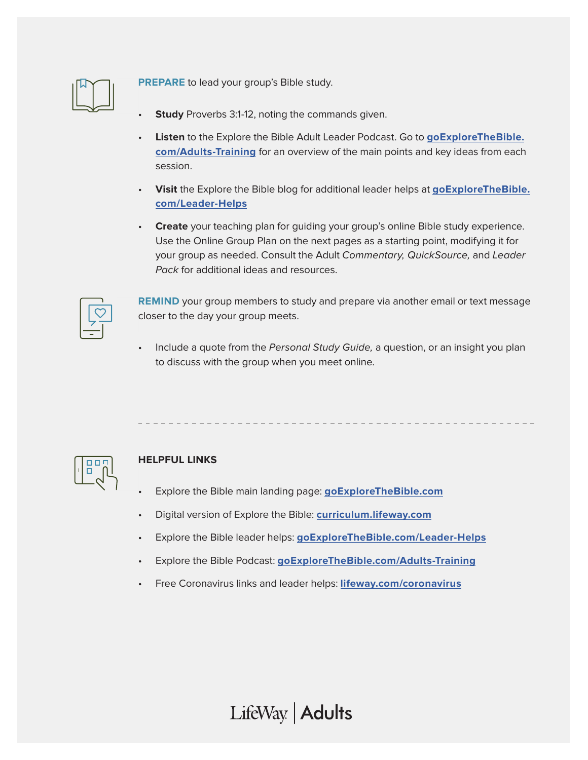**PREPARE** to lead your group's Bible study.

- **Study** Proverbs 3:1-12, noting the commands given.
- **Listen** to the Explore the Bible Adult Leader Podcast. Go to **goExploreTheBible.com/Adults-Training** for an overview of the main points and key ideas from each session.
- **Visit** the Explore the Bible blog for additional leader helps at **goExploreTheBible.com/Leader-Helps**
- **Create** your teaching plan for guiding your group's online Bible study experience. Use the Online Group Plan on the next pages as a starting point, modifying it for your group as needed. Consult the Adult *Commentary, QuickSource,* and *Leader Pack* for additional ideas and resources.

**REMIND** your group members to study and prepare via another email or text message closer to the day your group meets.

- Include a quote from the *Personal Study Guide,* a question, or an insight you plan to discuss with the group when you meet online.

---

**HELPFUL LINKS**

- Explore the Bible main landing page: **goExploreTheBible.com**
- Digital version of Explore the Bible: **curriculum.lifeway.com**
- Explore the Bible leader helps: **goExploreTheBible.com/Leader-Helps**
- Explore the Bible Podcast: **goExploreTheBible.com/Adults-Training**
- Free Coronavirus links and leader helps: **lifeway.com/coronavirus**

LifeWay | Adults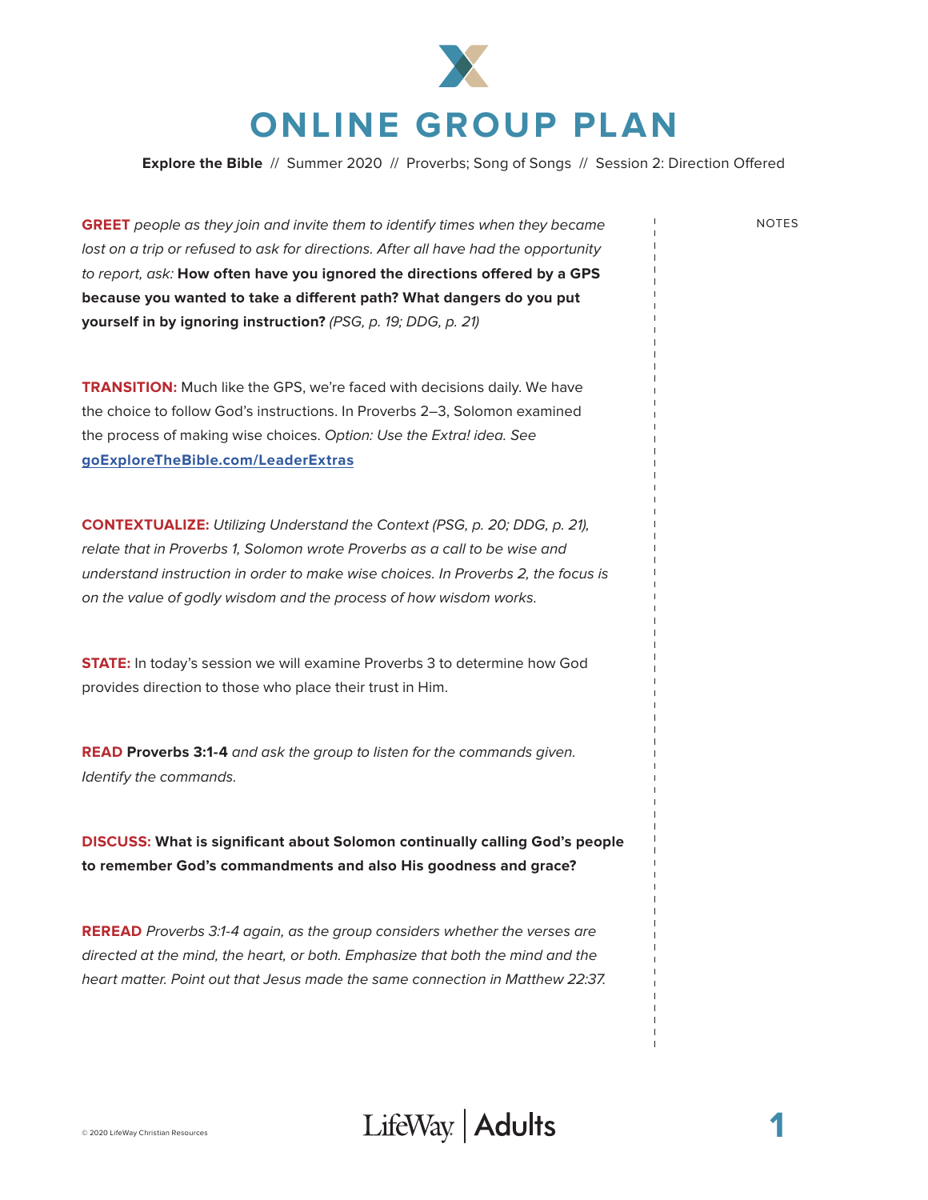# ONLINE GROUP PLAN

**Explore the Bible** // Summer 2020 // Proverbs; Song of Songs // Session 2: Direction Offered

**GREET** *people as they join and invite them to identify times when they became lost on a trip or refused to ask for directions. After all have had the opportunity to report, ask:* **How often have you ignored the directions offered by a GPS because you wanted to take a different path? What dangers do you put yourself in by ignoring instruction?** *(PSG, p. 19; DDG, p. 21)*

**TRANSITION:** Much like the GPS, we're faced with decisions daily. We have the choice to follow God's instructions. In Proverbs 2–3, Solomon examined the process of making wise choices. *Option: Use the Extra! idea. See* **goExploreTheBible.com/LeaderExtras**

**CONTEXTUALIZE:** *Utilizing Understand the Context (PSG, p. 20; DDG, p. 21), relate that in Proverbs 1, Solomon wrote Proverbs as a call to be wise and understand instruction in order to make wise choices. In Proverbs 2, the focus is on the value of godly wisdom and the process of how wisdom works.*

**STATE:** In today's session we will examine Proverbs 3 to determine how God provides direction to those who place their trust in Him.

**READ** **Proverbs 3:1-4** *and ask the group to listen for the commands given. Identify the commands.*

**DISCUSS:** **What is significant about Solomon continually calling God's people to remember God's commandments and also His goodness and grace?**

**REREAD** *Proverbs 3:1-4 again, as the group considers whether the verses are directed at the mind, the heart, or both. Emphasize that both the mind and the heart matter. Point out that Jesus made the same connection in Matthew 22:37.*

NOTES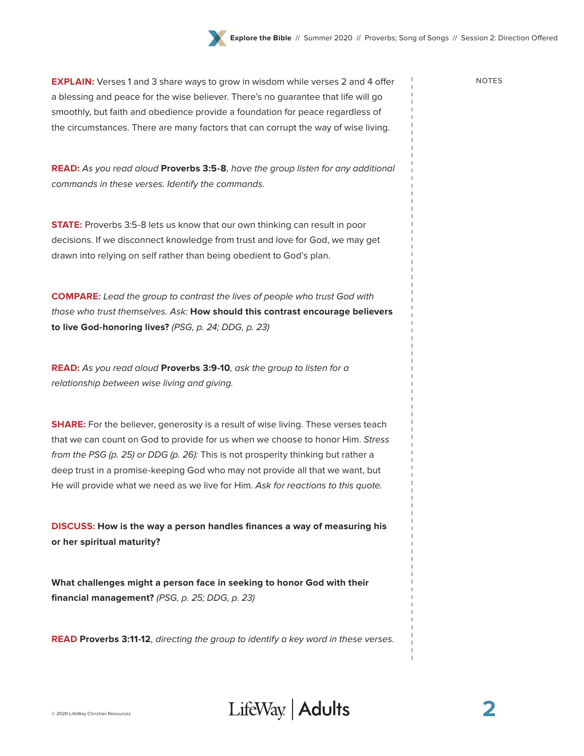**EXPLAIN:** Verses 1 and 3 share ways to grow in wisdom while verses 2 and 4 offer a blessing and peace for the wise believer. There's no guarantee that life will go smoothly, but faith and obedience provide a foundation for peace regardless of the circumstances. There are many factors that can corrupt the way of wise living.

**READ:** *As you read aloud* **Proverbs 3:5-8***, have the group listen for any additional commands in these verses. Identify the commands.*

**STATE:** Proverbs 3:5-8 lets us know that our own thinking can result in poor decisions. If we disconnect knowledge from trust and love for God, we may get drawn into relying on self rather than being obedient to God's plan.

**COMPARE:** *Lead the group to contrast the lives of people who trust God with those who trust themselves. Ask:* **How should this contrast encourage believers to live God-honoring lives?** *(PSG, p. 24; DDG, p. 23)*

**READ:** *As you read aloud* **Proverbs 3:9-10***, ask the group to listen for a relationship between wise living and giving.*

**SHARE:** For the believer, generosity is a result of wise living. These verses teach that we can count on God to provide for us when we choose to honor Him. *Stress from the PSG (p. 25) or DDG (p. 26):* This is not prosperity thinking but rather a deep trust in a promise-keeping God who may not provide all that we want, but He will provide what we need as we live for Him. *Ask for reactions to this quote.*

**DISCUSS:** **How is the way a person handles finances a way of measuring his or her spiritual maturity?**

**What challenges might a person face in seeking to honor God with their financial management?** *(PSG, p. 25; DDG, p. 23)*

**READ** **Proverbs 3:11-12***, directing the group to identify a key word in these verses.*

NOTES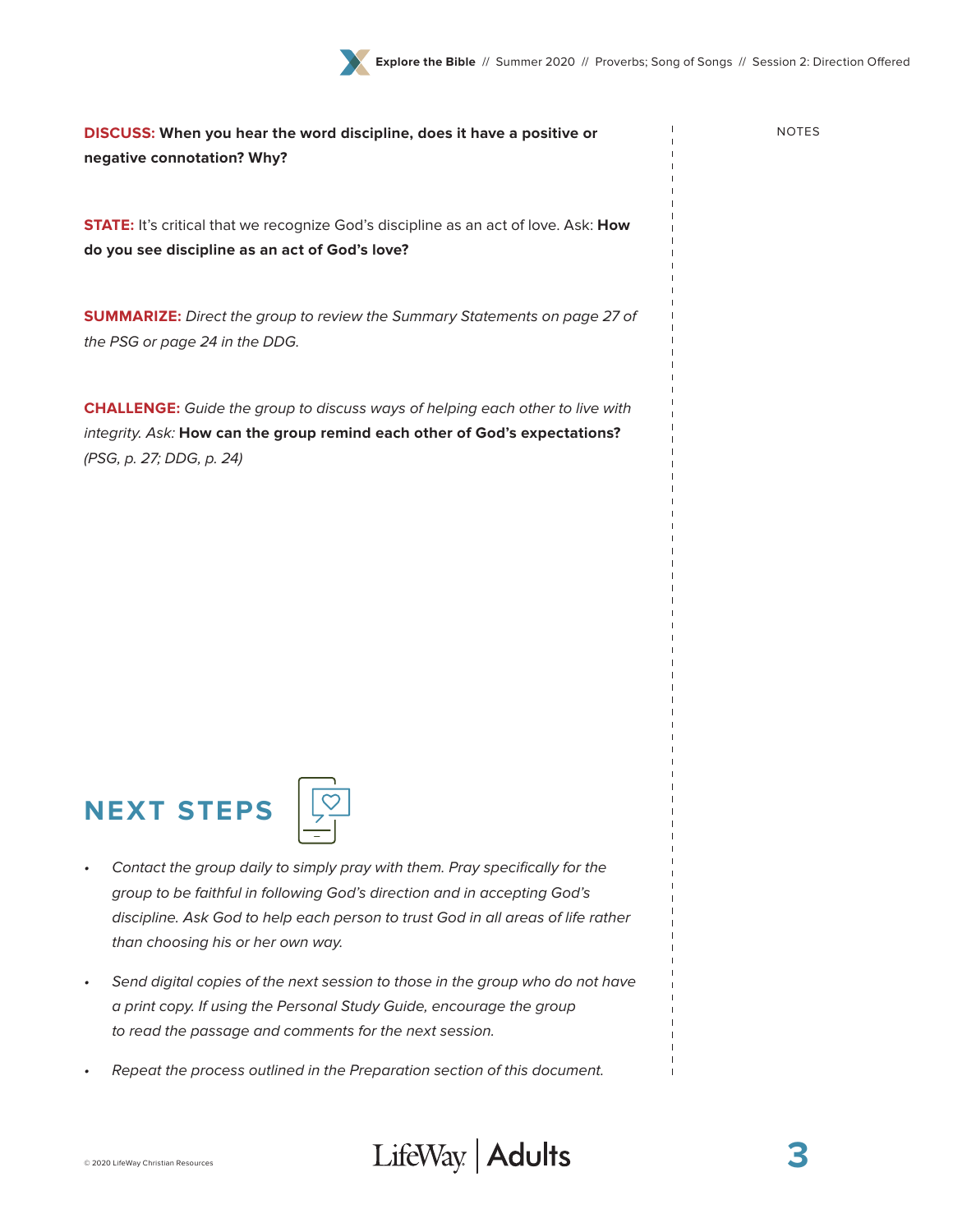**DISCUSS: When you hear the word discipline, does it have a positive or negative connotation? Why?**

**STATE:** It's critical that we recognize God's discipline as an act of love. Ask: **How do you see discipline as an act of God's love?**

**SUMMARIZE:** *Direct the group to review the Summary Statements on page 27 of the PSG or page 24 in the DDG.*

**CHALLENGE:** *Guide the group to discuss ways of helping each other to live with integrity. Ask:* **How can the group remind each other of God's expectations?** *(PSG, p. 27; DDG, p. 24)*

NOTES

## NEXT STEPS

- *Contact the group daily to simply pray with them. Pray specifically for the group to be faithful in following God's direction and in accepting God's discipline. Ask God to help each person to trust God in all areas of life rather than choosing his or her own way.*
- *Send digital copies of the next session to those in the group who do not have a print copy. If using the Personal Study Guide, encourage the group to read the passage and comments for the next session.*
- *Repeat the process outlined in the Preparation section of this document.*

© 2020 LifeWay Christian Resources